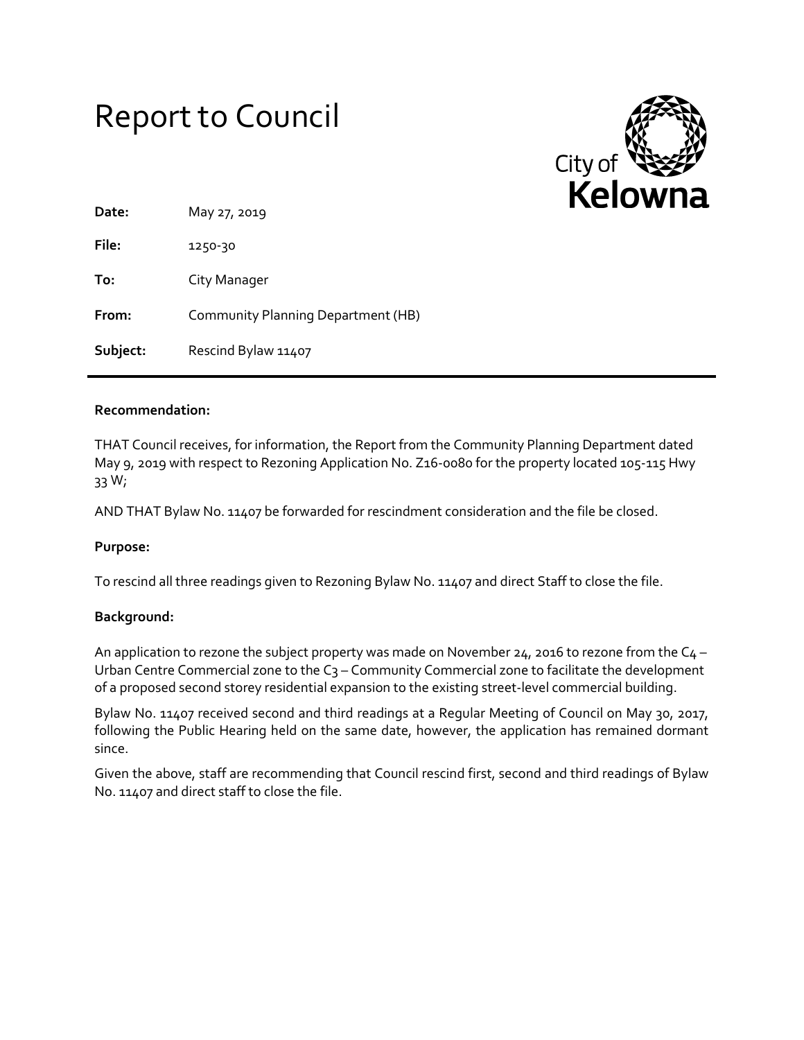# Report to Council

City of Kelowna

| | |
|---|---|
| **Date:** | May 27, 2019 |
| **File:** | 1250-30 |
| **To:** | City Manager |
| **From:** | Community Planning Department (HB) |
| **Subject:** | Rescind Bylaw 11407 |

**Recommendation:**

THAT Council receives, for information, the Report from the Community Planning Department dated May 9, 2019 with respect to Rezoning Application No. Z16-0080 for the property located 105-115 Hwy 33 W;

AND THAT Bylaw No. 11407 be forwarded for rescindment consideration and the file be closed.

**Purpose:**

To rescind all three readings given to Rezoning Bylaw No. 11407 and direct Staff to close the file.

**Background:**

An application to rezone the subject property was made on November 24, 2016 to rezone from the C4 – Urban Centre Commercial zone to the C3 – Community Commercial zone to facilitate the development of a proposed second storey residential expansion to the existing street-level commercial building.

Bylaw No. 11407 received second and third readings at a Regular Meeting of Council on May 30, 2017, following the Public Hearing held on the same date, however, the application has remained dormant since.

Given the above, staff are recommending that Council rescind first, second and third readings of Bylaw No. 11407 and direct staff to close the file.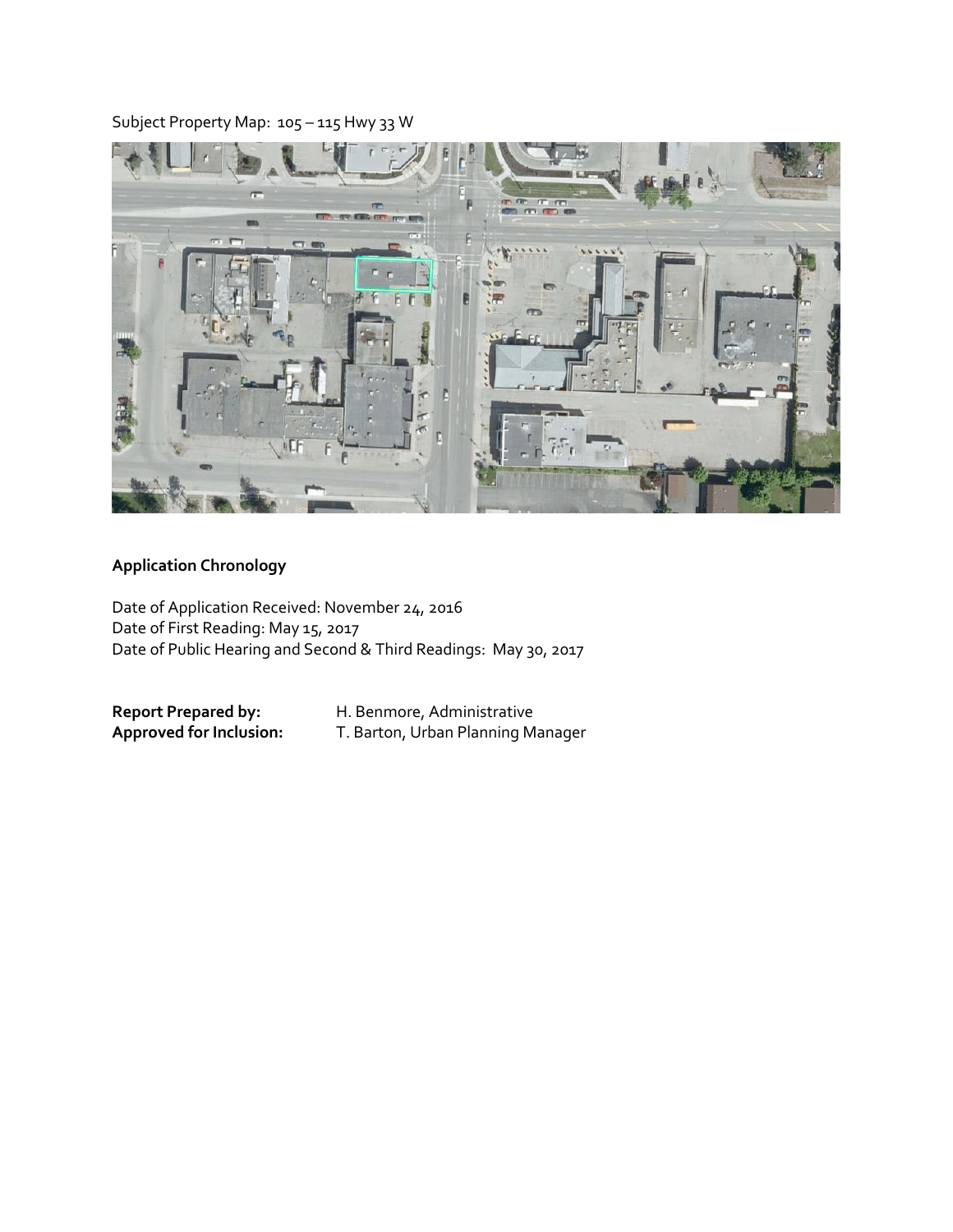Subject Property Map: 105 – 115 Hwy 33 W

**Application Chronology**

Date of Application Received: November 24, 2016
Date of First Reading: May 15, 2017
Date of Public Hearing and Second & Third Readings: May 30, 2017

**Report Prepared by:** H. Benmore, Administrative
**Approved for Inclusion:** T. Barton, Urban Planning Manager